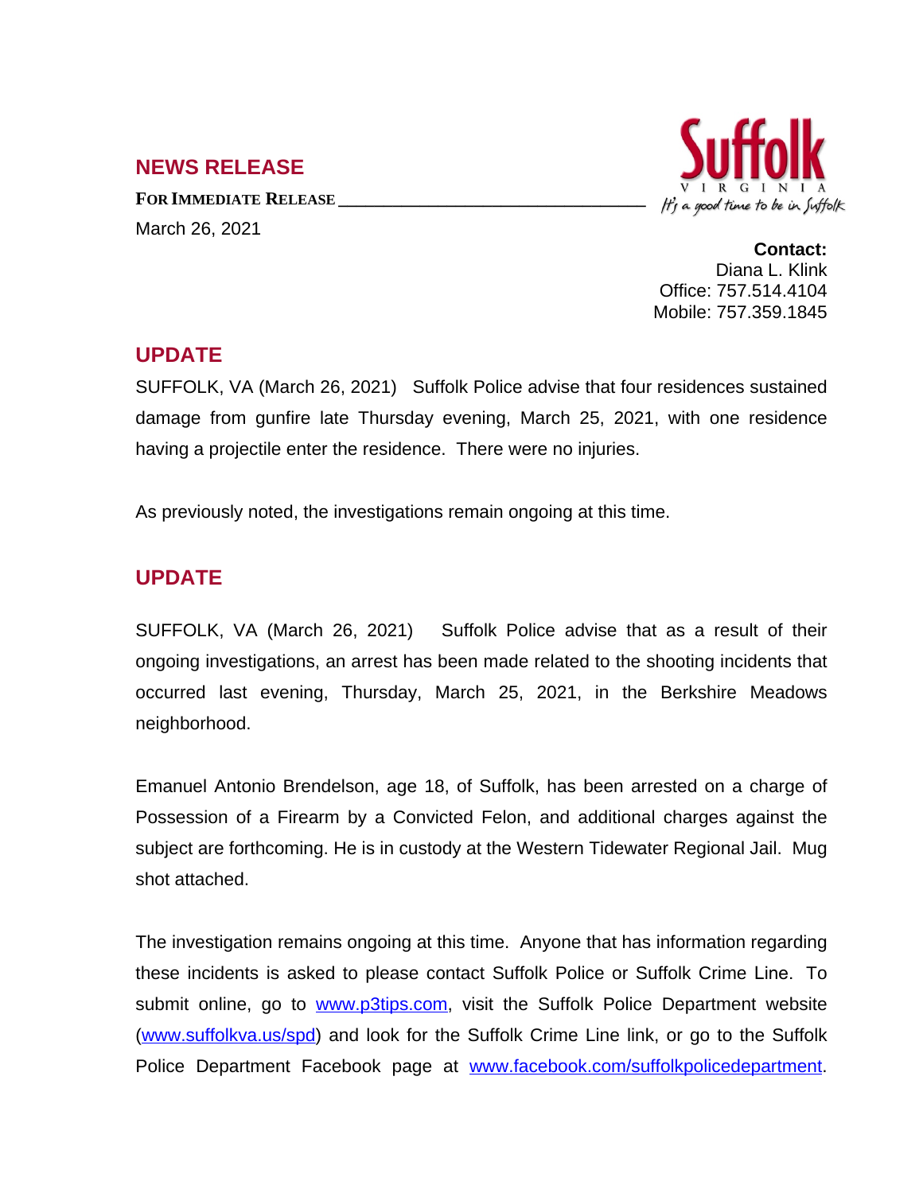## NEWS RELEASE

**FOR IMMEDIATE RELEASE**

March 26, 2021

Suffolk
VIRGINIA
*It's a good time to be in Suffolk*

**Contact:**
Diana L. Klink
Office: 757.514.4104
Mobile: 757.359.1845

## UPDATE

SUFFOLK, VA (March 26, 2021) Suffolk Police advise that four residences sustained damage from gunfire late Thursday evening, March 25, 2021, with one residence having a projectile enter the residence. There were no injuries.

As previously noted, the investigations remain ongoing at this time.

## UPDATE

SUFFOLK, VA (March 26, 2021) Suffolk Police advise that as a result of their ongoing investigations, an arrest has been made related to the shooting incidents that occurred last evening, Thursday, March 25, 2021, in the Berkshire Meadows neighborhood.

Emanuel Antonio Brendelson, age 18, of Suffolk, has been arrested on a charge of Possession of a Firearm by a Convicted Felon, and additional charges against the subject are forthcoming. He is in custody at the Western Tidewater Regional Jail. Mug shot attached.

The investigation remains ongoing at this time. Anyone that has information regarding these incidents is asked to please contact Suffolk Police or Suffolk Crime Line. To submit online, go to www.p3tips.com, visit the Suffolk Police Department website (www.suffolkva.us/spd) and look for the Suffolk Crime Line link, or go to the Suffolk Police Department Facebook page at www.facebook.com/suffolkpolicedepartment.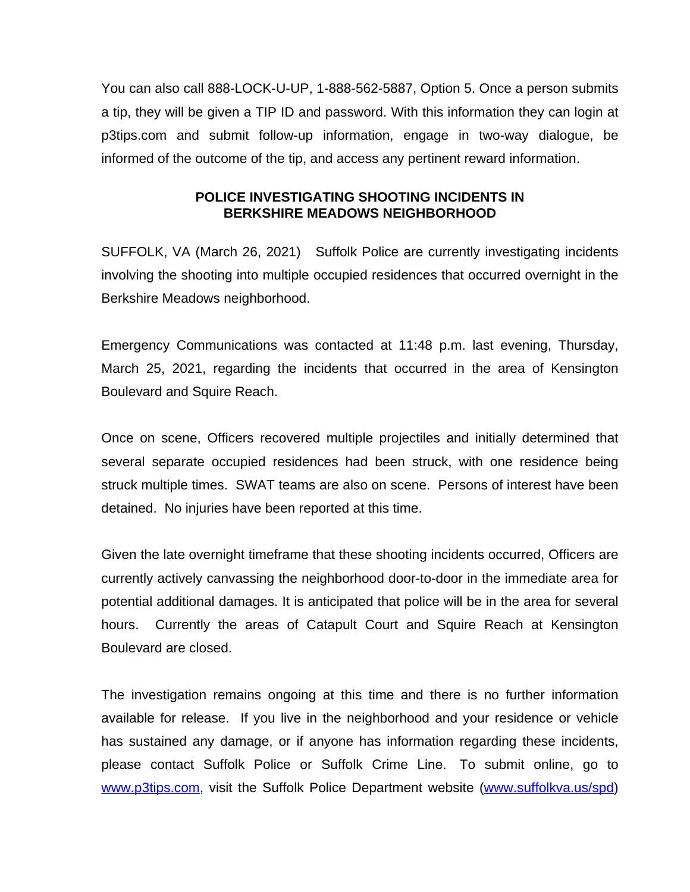You can also call 888-LOCK-U-UP, 1-888-562-5887, Option 5. Once a person submits a tip, they will be given a TIP ID and password. With this information they can login at p3tips.com and submit follow-up information, engage in two-way dialogue, be informed of the outcome of the tip, and access any pertinent reward information.

**POLICE INVESTIGATING SHOOTING INCIDENTS IN BERKSHIRE MEADOWS NEIGHBORHOOD**

SUFFOLK, VA (March 26, 2021) Suffolk Police are currently investigating incidents involving the shooting into multiple occupied residences that occurred overnight in the Berkshire Meadows neighborhood.

Emergency Communications was contacted at 11:48 p.m. last evening, Thursday, March 25, 2021, regarding the incidents that occurred in the area of Kensington Boulevard and Squire Reach.

Once on scene, Officers recovered multiple projectiles and initially determined that several separate occupied residences had been struck, with one residence being struck multiple times. SWAT teams are also on scene. Persons of interest have been detained. No injuries have been reported at this time.

Given the late overnight timeframe that these shooting incidents occurred, Officers are currently actively canvassing the neighborhood door-to-door in the immediate area for potential additional damages. It is anticipated that police will be in the area for several hours. Currently the areas of Catapult Court and Squire Reach at Kensington Boulevard are closed.

The investigation remains ongoing at this time and there is no further information available for release. If you live in the neighborhood and your residence or vehicle has sustained any damage, or if anyone has information regarding these incidents, please contact Suffolk Police or Suffolk Crime Line. To submit online, go to www.p3tips.com, visit the Suffolk Police Department website (www.suffolkva.us/spd)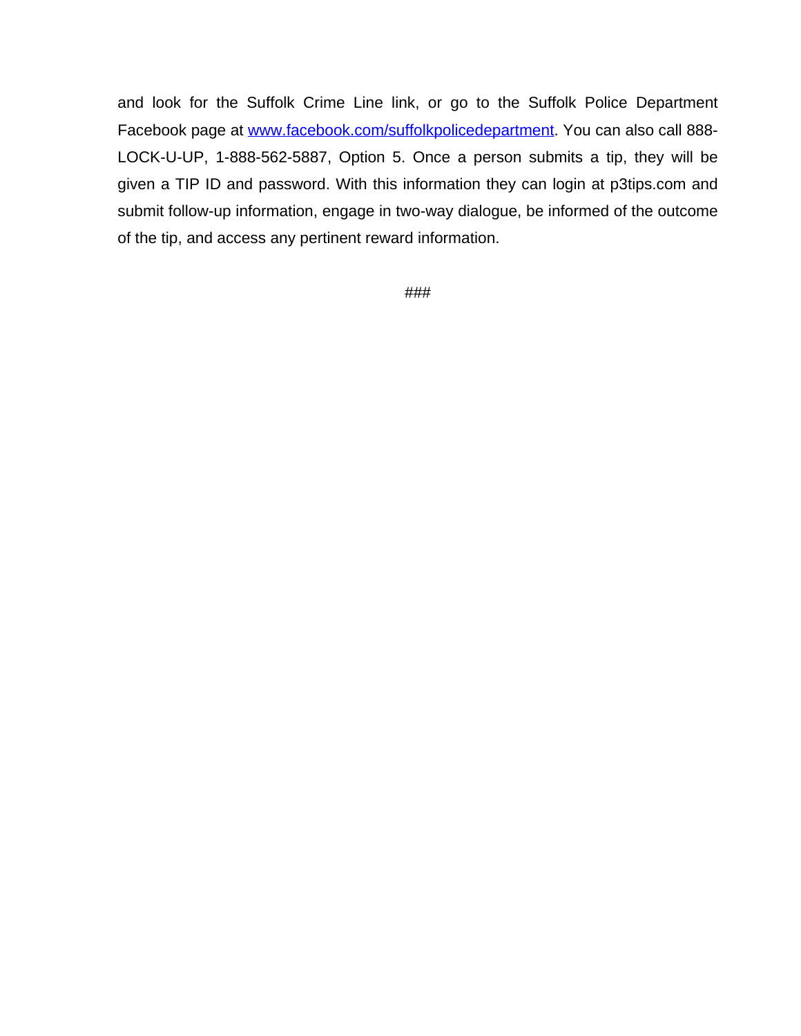and look for the Suffolk Crime Line link, or go to the Suffolk Police Department Facebook page at [www.facebook.com/suffolkpolicedepartment](http://www.facebook.com/suffolkpolicedepartment). You can also call 888-LOCK-U-UP, 1-888-562-5887, Option 5. Once a person submits a tip, they will be given a TIP ID and password. With this information they can login at p3tips.com and submit follow-up information, engage in two-way dialogue, be informed of the outcome of the tip, and access any pertinent reward information.

###